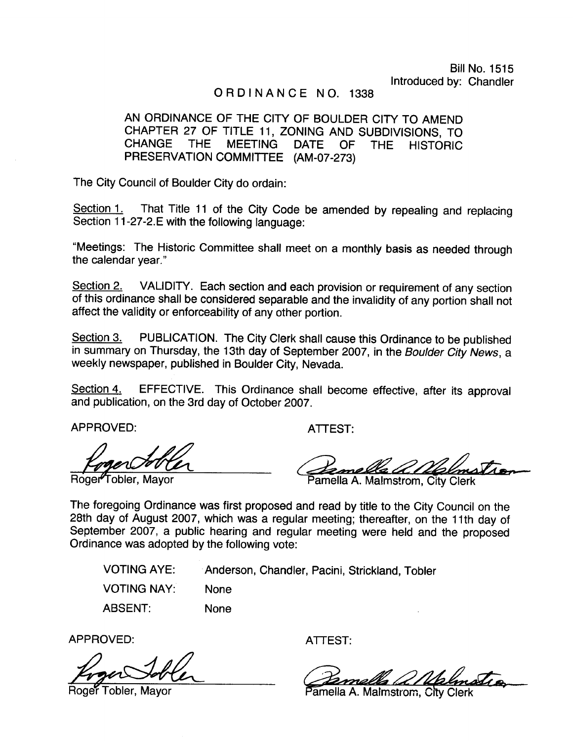Bill No. 1515
Introduced by: Chandler

# ORDINANCE NO. 1338

AN ORDINANCE OF THE CITY OF BOULDER CITY TO AMEND CHAPTER 27 OF TITLE 11, ZONING AND SUBDIVISIONS, TO CHANGE THE MEETING DATE OF THE HISTORIC PRESERVATION COMMITTEE (AM-07-273)

The City Council of Boulder City do ordain:

Section 1. That Title 11 of the City Code be amended by repealing and replacing Section 11-27-2.E with the following language:

"Meetings: The Historic Committee shall meet on a monthly basis as needed through the calendar year."

Section 2. VALIDITY. Each section and each provision or requirement of any section of this ordinance shall be considered separable and the invalidity of any portion shall not affect the validity or enforceability of any other portion.

Section 3. PUBLICATION. The City Clerk shall cause this Ordinance to be published in summary on Thursday, the 13th day of September 2007, in the *Boulder City News*, a weekly newspaper, published in Boulder City, Nevada.

Section 4. EFFECTIVE. This Ordinance shall become effective, after its approval and publication, on the 3rd day of October 2007.

APPROVED:

Roger Tobler, Mayor

ATTEST:

Pamella A. Malmstrom, City Clerk

The foregoing Ordinance was first proposed and read by title to the City Council on the 28th day of August 2007, which was a regular meeting; thereafter, on the 11th day of September 2007, a public hearing and regular meeting were held and the proposed Ordinance was adopted by the following vote:

| | |
|---|---|
| VOTING AYE: | Anderson, Chandler, Pacini, Strickland, Tobler |
| VOTING NAY: | None |
| ABSENT: | None |

APPROVED:

Roger Tobler, Mayor

ATTEST:

Pamella A. Malmstrom, City Clerk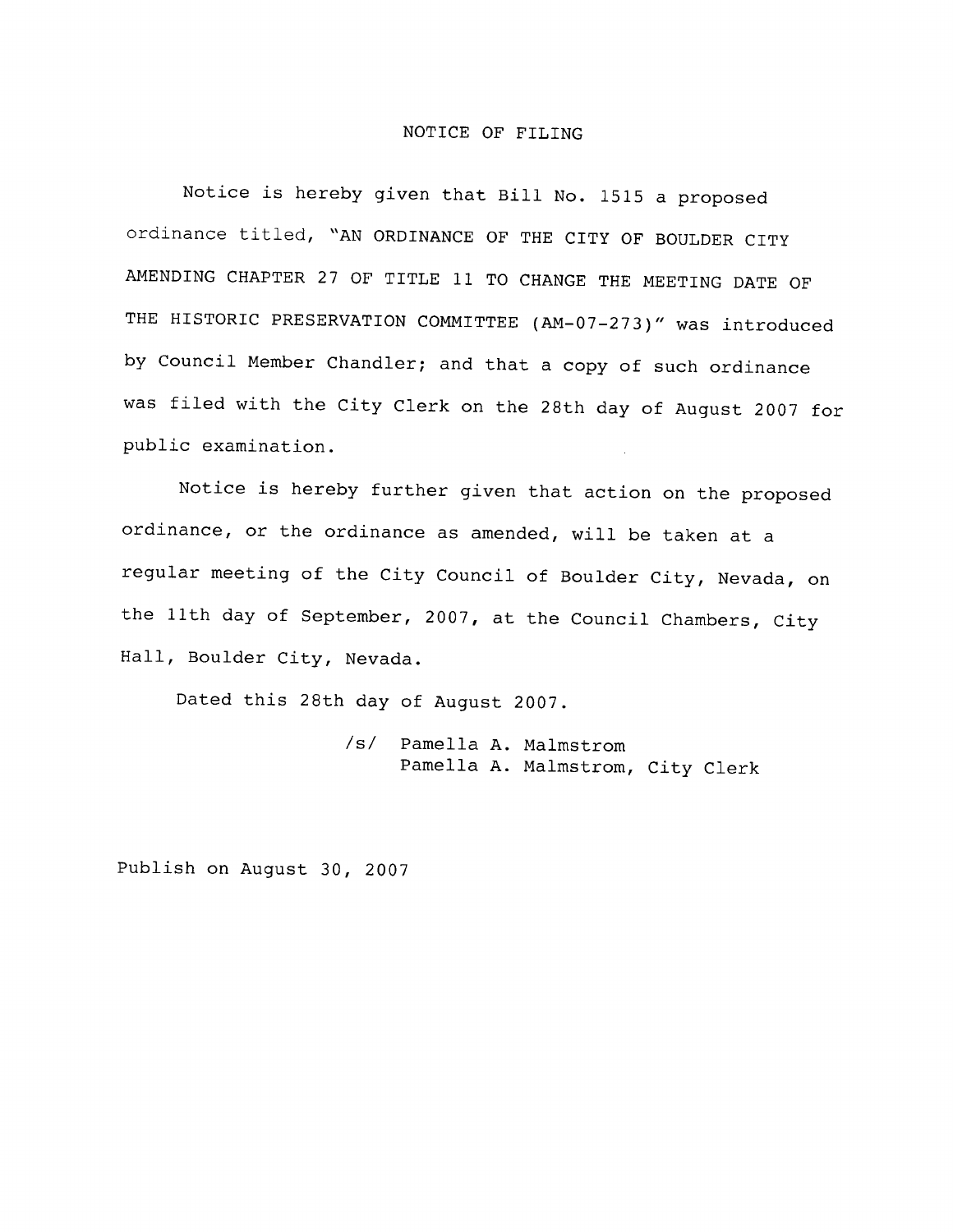# NOTICE OF FILING

Notice is hereby given that Bill No. 1515 a proposed ordinance titled, "AN ORDINANCE OF THE CITY OF BOULDER CITY AMENDING CHAPTER 27 OF TITLE 11 TO CHANGE THE MEETING DATE OF THE HISTORIC PRESERVATION COMMITTEE (AM-07-273)" was introduced by Council Member Chandler; and that a copy of such ordinance was filed with the City Clerk on the 28th day of August 2007 for public examination.

Notice is hereby further given that action on the proposed ordinance, or the ordinance as amended, will be taken at a regular meeting of the City Council of Boulder City, Nevada, on the 11th day of September, 2007, at the Council Chambers, City Hall, Boulder City, Nevada.

Dated this 28th day of August 2007.

/s/ Pamella A. Malmstrom
Pamella A. Malmstrom, City Clerk

Publish on August 30, 2007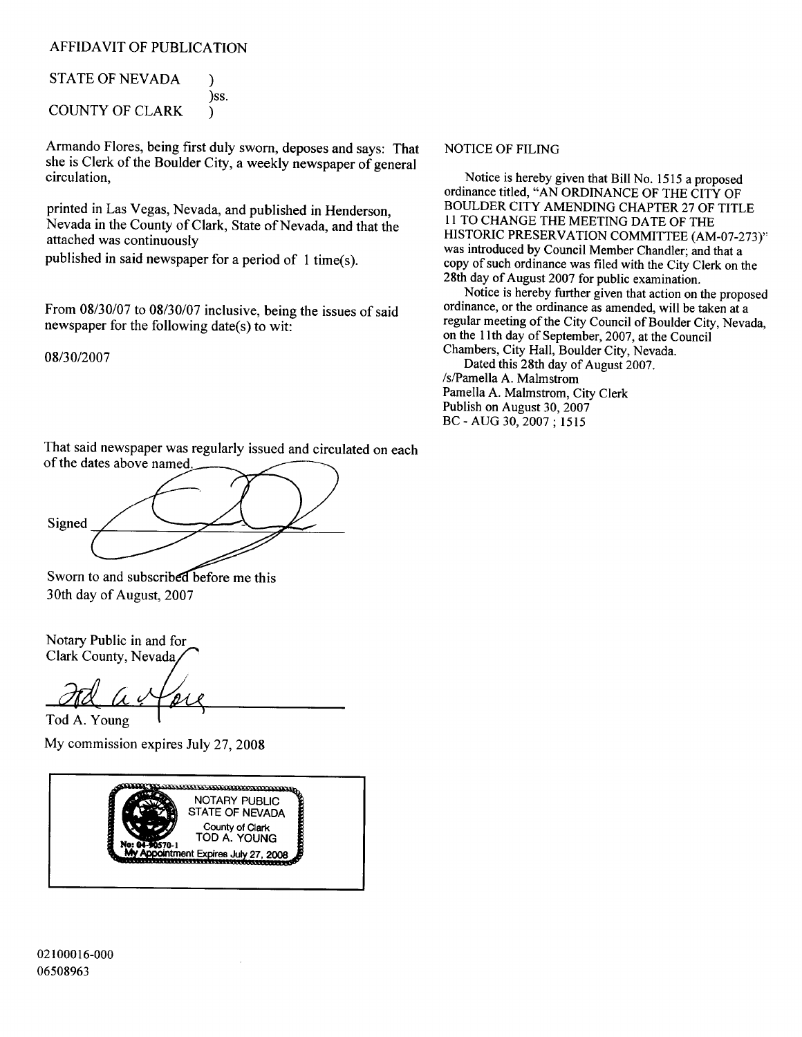AFFIDAVIT OF PUBLICATION

STATE OF NEVADA )
)ss.
COUNTY OF CLARK )

Armando Flores, being first duly sworn, deposes and says: That she is Clerk of the Boulder City, a weekly newspaper of general circulation,

printed in Las Vegas, Nevada, and published in Henderson, Nevada in the County of Clark, State of Nevada, and that the attached was continuously published in said newspaper for a period of 1 time(s).

From 08/30/07 to 08/30/07 inclusive, being the issues of said newspaper for the following date(s) to wit:

08/30/2007

That said newspaper was regularly issued and circulated on each of the dates above named.

Signed ____________________

Sworn to and subscribed before me this 30th day of August, 2007

Notary Public in and for Clark County, Nevada

Tod A. Young

My commission expires July 27, 2008

NOTARY PUBLIC
STATE OF NEVADA
County of Clark
TOD A. YOUNG
No: 04-90570-1
My Appointment Expires July 27, 2008

NOTICE OF FILING

Notice is hereby given that Bill No. 1515 a proposed ordinance titled, "AN ORDINANCE OF THE CITY OF BOULDER CITY AMENDING CHAPTER 27 OF TITLE 11 TO CHANGE THE MEETING DATE OF THE HISTORIC PRESERVATION COMMITTEE (AM-07-273)" was introduced by Council Member Chandler; and that a copy of such ordinance was filed with the City Clerk on the 28th day of August 2007 for public examination.

Notice is hereby further given that action on the proposed ordinance, or the ordinance as amended, will be taken at a regular meeting of the City Council of Boulder City, Nevada, on the 11th day of September, 2007, at the Council Chambers, City Hall, Boulder City, Nevada.

Dated this 28th day of August 2007.
/s/Pamella A. Malmstrom
Pamella A. Malmstrom, City Clerk
Publish on August 30, 2007
BC - AUG 30, 2007 ; 1515

02100016-000
06508963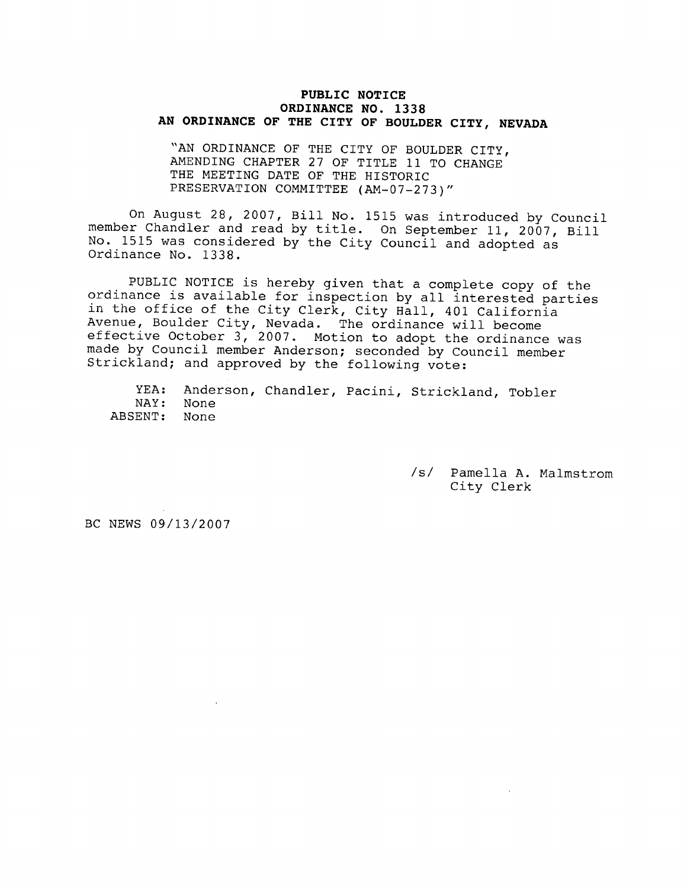# PUBLIC NOTICE
## ORDINANCE NO. 1338
## AN ORDINANCE OF THE CITY OF BOULDER CITY, NEVADA

"AN ORDINANCE OF THE CITY OF BOULDER CITY, AMENDING CHAPTER 27 OF TITLE 11 TO CHANGE THE MEETING DATE OF THE HISTORIC PRESERVATION COMMITTEE (AM-07-273)"

On August 28, 2007, Bill No. 1515 was introduced by Council member Chandler and read by title. On September 11, 2007, Bill No. 1515 was considered by the City Council and adopted as Ordinance No. 1338.

PUBLIC NOTICE is hereby given that a complete copy of the ordinance is available for inspection by all interested parties in the office of the City Clerk, City Hall, 401 California Avenue, Boulder City, Nevada. The ordinance will become effective October 3, 2007. Motion to adopt the ordinance was made by Council member Anderson; seconded by Council member Strickland; and approved by the following vote:

YEA: Anderson, Chandler, Pacini, Strickland, Tobler
NAY: None
ABSENT: None

/s/ Pamella A. Malmstrom
City Clerk

BC NEWS 09/13/2007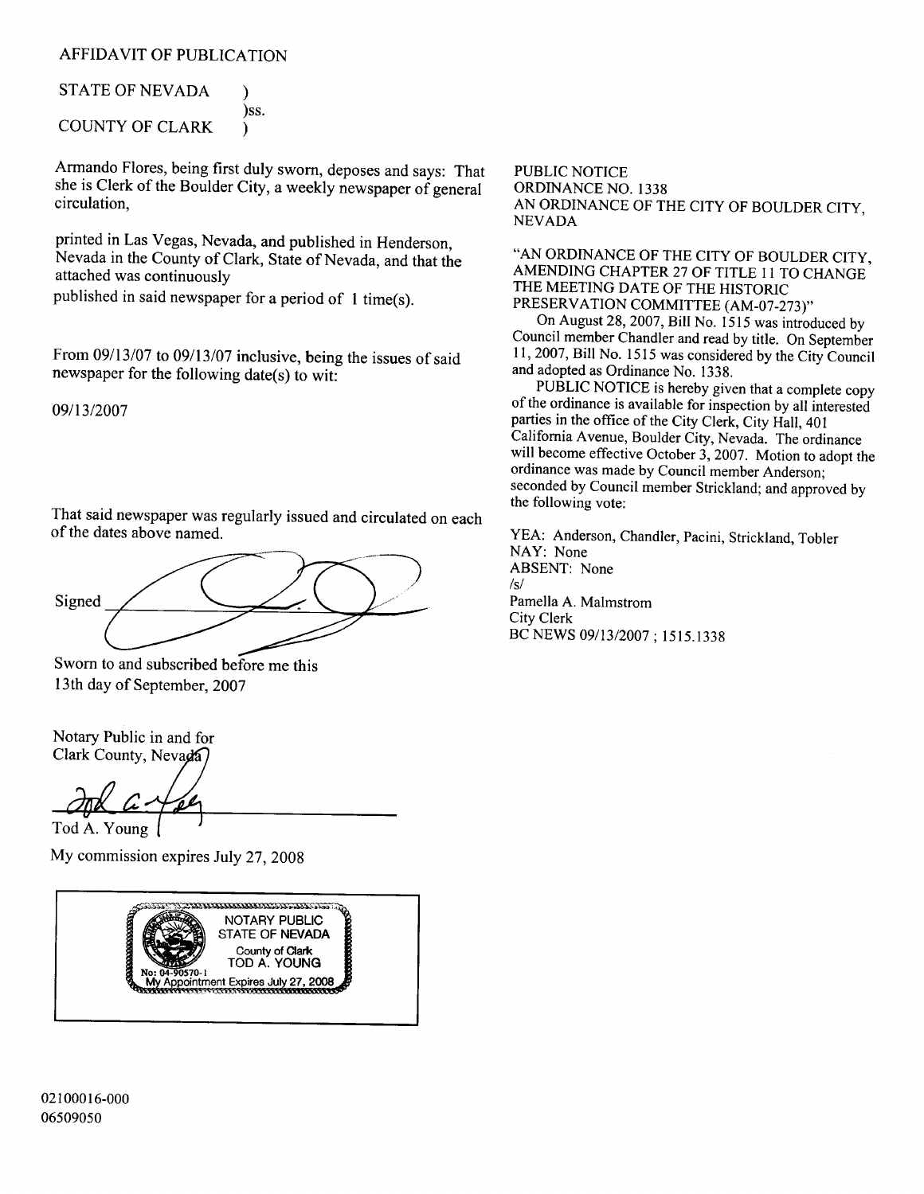AFFIDAVIT OF PUBLICATION

STATE OF NEVADA )
)ss.
COUNTY OF CLARK )

Armando Flores, being first duly sworn, deposes and says: That she is Clerk of the Boulder City, a weekly newspaper of general circulation,

printed in Las Vegas, Nevada, and published in Henderson, Nevada in the County of Clark, State of Nevada, and that the attached was continuously published in said newspaper for a period of 1 time(s).

From 09/13/07 to 09/13/07 inclusive, being the issues of said newspaper for the following date(s) to wit:

09/13/2007

That said newspaper was regularly issued and circulated on each of the dates above named.

Signed ____________

Sworn to and subscribed before me this
13th day of September, 2007

Notary Public in and for
Clark County, Nevada

Tod A. Young

My commission expires July 27, 2008

NOTARY PUBLIC
STATE OF NEVADA
County of Clark
TOD A. YOUNG
No: 04-90570-1
My Appointment Expires July 27, 2008

PUBLIC NOTICE
ORDINANCE NO. 1338
AN ORDINANCE OF THE CITY OF BOULDER CITY, NEVADA

"AN ORDINANCE OF THE CITY OF BOULDER CITY, AMENDING CHAPTER 27 OF TITLE 11 TO CHANGE THE MEETING DATE OF THE HISTORIC PRESERVATION COMMITTEE (AM-07-273)"

On August 28, 2007, Bill No. 1515 was introduced by Council member Chandler and read by title. On September 11, 2007, Bill No. 1515 was considered by the City Council and adopted as Ordinance No. 1338.

PUBLIC NOTICE is hereby given that a complete copy of the ordinance is available for inspection by all interested parties in the office of the City Clerk, City Hall, 401 California Avenue, Boulder City, Nevada. The ordinance will become effective October 3, 2007. Motion to adopt the ordinance was made by Council member Anderson; seconded by Council member Strickland; and approved by the following vote:

YEA: Anderson, Chandler, Pacini, Strickland, Tobler
NAY: None
ABSENT: None
/s/
Pamella A. Malmstrom
City Clerk
BC NEWS 09/13/2007 ; 1515.1338

02100016-000
06509050